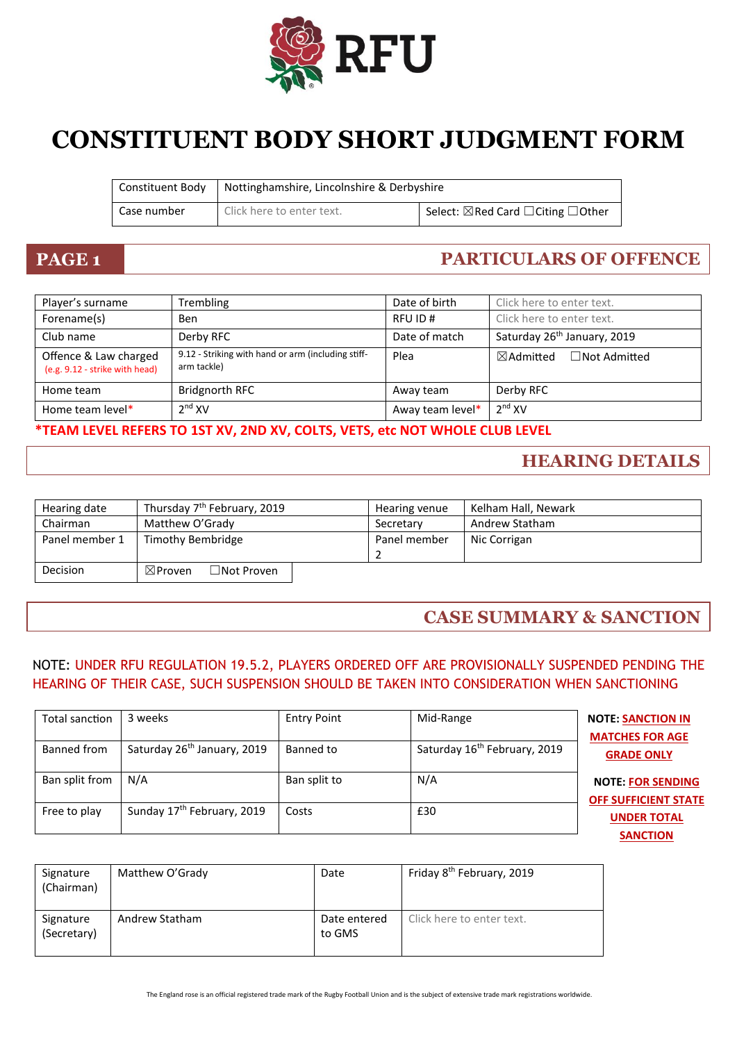RFU

# CONSTITUENT BODY SHORT JUDGMENT FORM

| Constituent Body | Nottinghamshire, Lincolnshire & Derbyshire | |
|---|---|---|
| Case number | Click here to enter text. | Select: ☒Red Card ☐Citing ☐Other |

## PAGE 1 — PARTICULARS OF OFFENCE

| Player's surname | Trembling | Date of birth | Click here to enter text. |
|---|---|---|---|
| Forename(s) | Ben | RFU ID # | Click here to enter text. |
| Club name | Derby RFC | Date of match | Saturday 26th January, 2019 |
| Offence & Law charged (e.g. 9.12 - strike with head) | 9.12 - Striking with hand or arm (including stiff-arm tackle) | Plea | ☒Admitted ☐Not Admitted |
| Home team | Bridgnorth RFC | Away team | Derby RFC |
| Home team level* | 2nd XV | Away team level* | 2nd XV |

**\*TEAM LEVEL REFERS TO 1ST XV, 2ND XV, COLTS, VETS, etc NOT WHOLE CLUB LEVEL**

## HEARING DETAILS

| Hearing date | Thursday 7th February, 2019 | Hearing venue | Kelham Hall, Newark |
|---|---|---|---|
| Chairman | Matthew O'Grady | Secretary | Andrew Statham |
| Panel member 1 | Timothy Bembridge | Panel member 2 | Nic Corrigan |
| Decision | ☒Proven ☐Not Proven | | |

## CASE SUMMARY & SANCTION

NOTE: UNDER RFU REGULATION 19.5.2, PLAYERS ORDERED OFF ARE PROVISIONALLY SUSPENDED PENDING THE HEARING OF THEIR CASE, SUCH SUSPENSION SHOULD BE TAKEN INTO CONSIDERATION WHEN SANCTIONING

| Total sanction | 3 weeks | Entry Point | Mid-Range |
|---|---|---|---|
| Banned from | Saturday 26th January, 2019 | Banned to | Saturday 16th February, 2019 |
| Ban split from | N/A | Ban split to | N/A |
| Free to play | Sunday 17th February, 2019 | Costs | £30 |

**NOTE: SANCTION IN MATCHES FOR AGE GRADE ONLY**

**NOTE: FOR SENDING OFF SUFFICIENT STATE UNDER TOTAL SANCTION**

| Signature (Chairman) | Matthew O'Grady | Date | Friday 8th February, 2019 |
|---|---|---|---|
| Signature (Secretary) | Andrew Statham | Date entered to GMS | Click here to enter text. |

The England rose is an official registered trade mark of the Rugby Football Union and is the subject of extensive trade mark registrations worldwide.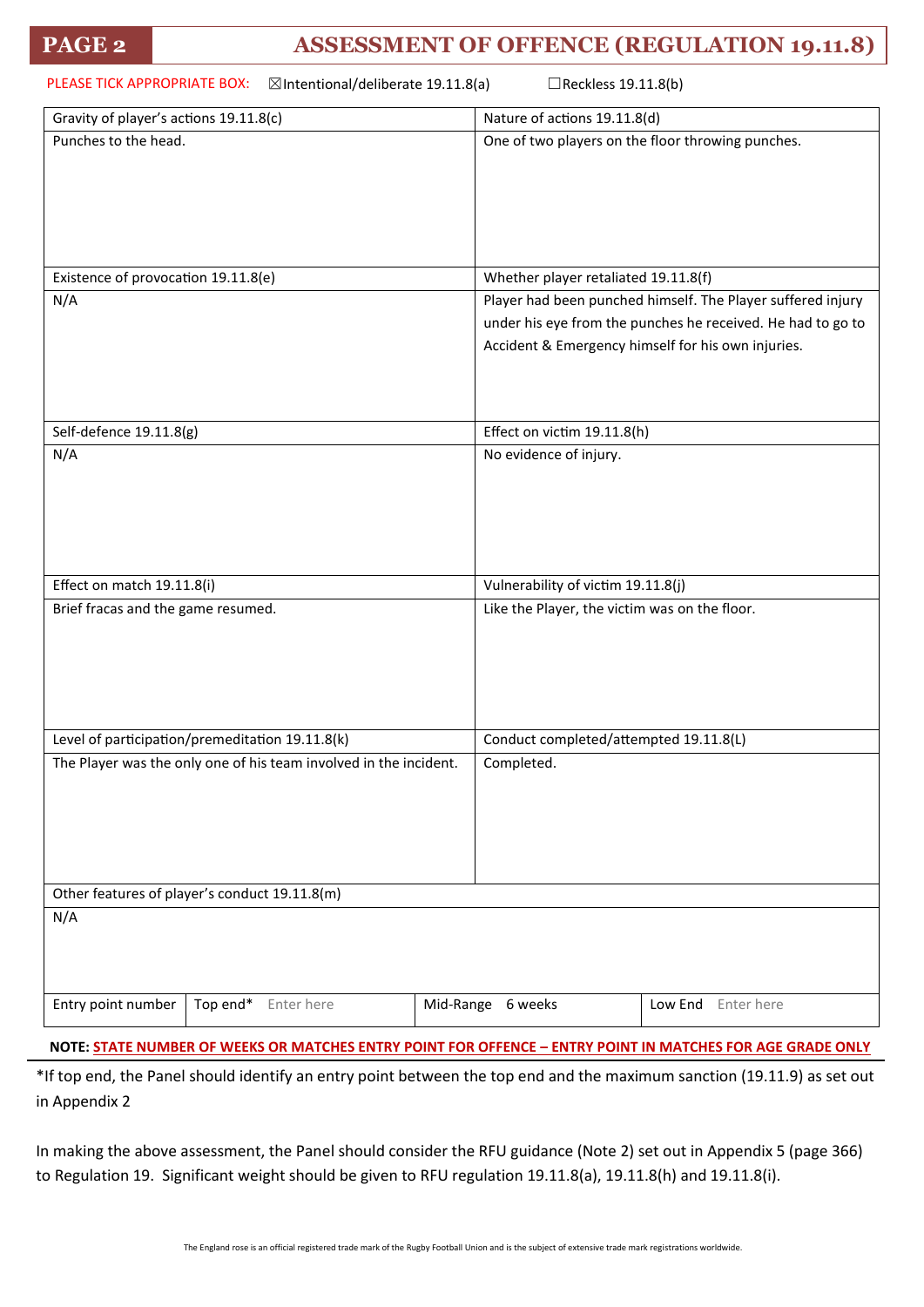# PAGE 2 ASSESSMENT OF OFFENCE (REGULATION 19.11.8)

PLEASE TICK APPROPRIATE BOX: ☒Intentional/deliberate 19.11.8(a) ☐Reckless 19.11.8(b)

| Gravity of player's actions 19.11.8(c) | Nature of actions 19.11.8(d) |
|---|---|
| Punches to the head. | One of two players on the floor throwing punches. |
| **Existence of provocation 19.11.8(e)** | **Whether player retaliated 19.11.8(f)** |
| N/A | Player had been punched himself. The Player suffered injury under his eye from the punches he received. He had to go to Accident & Emergency himself for his own injuries. |
| **Self-defence 19.11.8(g)** | **Effect on victim 19.11.8(h)** |
| N/A | No evidence of injury. |
| **Effect on match 19.11.8(i)** | **Vulnerability of victim 19.11.8(j)** |
| Brief fracas and the game resumed. | Like the Player, the victim was on the floor. |
| **Level of participation/premeditation 19.11.8(k)** | **Conduct completed/attempted 19.11.8(L)** |
| The Player was the only one of his team involved in the incident. | Completed. |

| Other features of player's conduct 19.11.8(m) |
|---|
| N/A |

| Entry point number | Top end* Enter here | Mid-Range 6 weeks | Low End Enter here |
|---|---|---|---|

**NOTE: STATE NUMBER OF WEEKS OR MATCHES ENTRY POINT FOR OFFENCE – ENTRY POINT IN MATCHES FOR AGE GRADE ONLY**

*If top end, the Panel should identify an entry point between the top end and the maximum sanction (19.11.9) as set out in Appendix 2

In making the above assessment, the Panel should consider the RFU guidance (Note 2) set out in Appendix 5 (page 366) to Regulation 19. Significant weight should be given to RFU regulation 19.11.8(a), 19.11.8(h) and 19.11.8(i).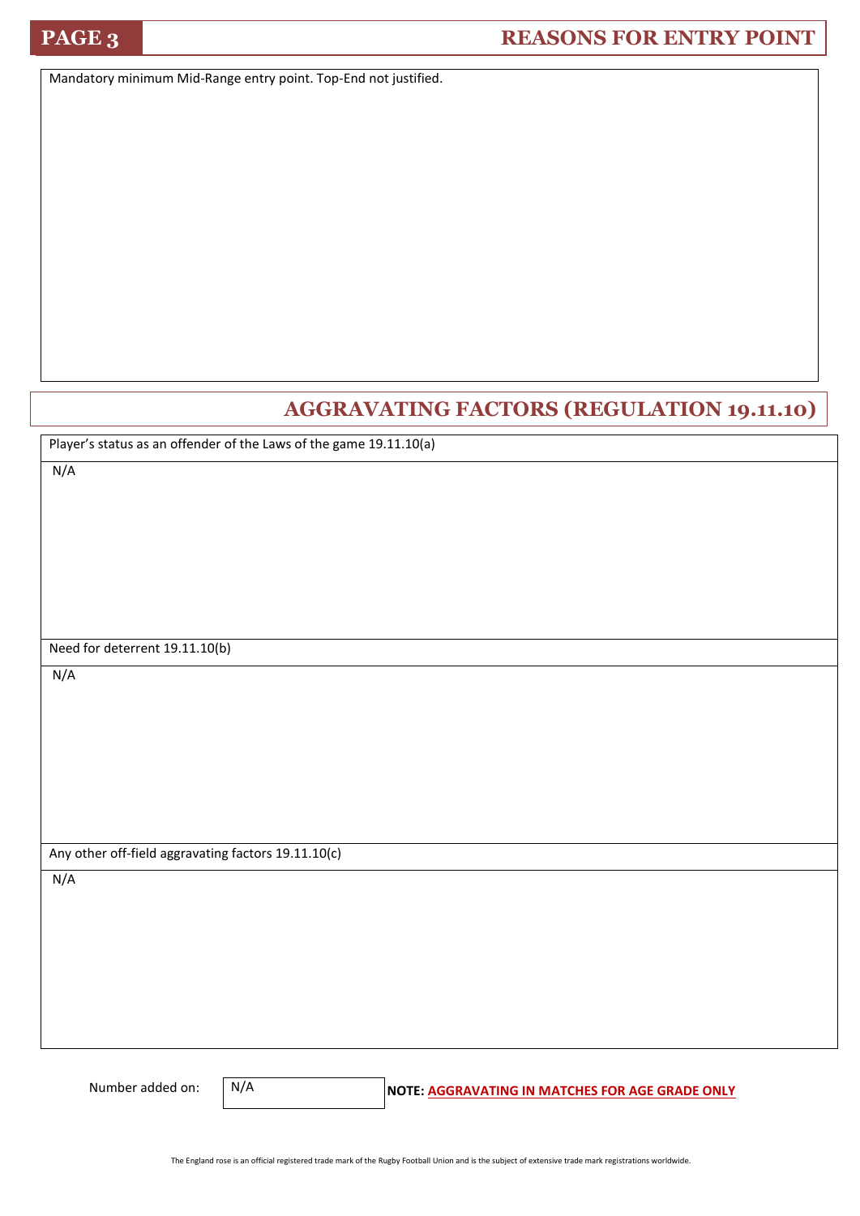## PAGE 3 — REASONS FOR ENTRY POINT

Mandatory minimum Mid-Range entry point. Top-End not justified.

## AGGRAVATING FACTORS (REGULATION 19.11.10)

Player's status as an offender of the Laws of the game 19.11.10(a)

N/A

Need for deterrent 19.11.10(b)

N/A

Any other off-field aggravating factors 19.11.10(c)

N/A

Number added on: N/A

**NOTE: AGGRAVATING IN MATCHES FOR AGE GRADE ONLY**

The England rose is an official registered trade mark of the Rugby Football Union and is the subject of extensive trade mark registrations worldwide.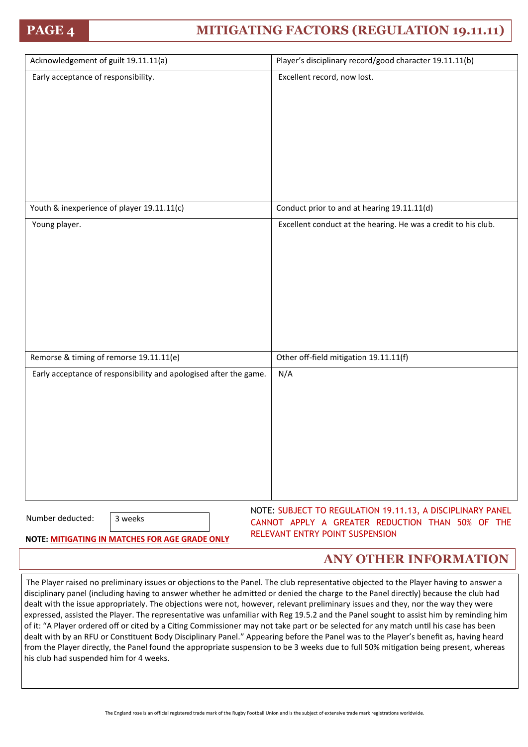# PAGE 4 MITIGATING FACTORS (REGULATION 19.11.11)

| Acknowledgement of guilt 19.11.11(a) | Player's disciplinary record/good character 19.11.11(b) |
| --- | --- |
| Early acceptance of responsibility. | Excellent record, now lost. |
| **Youth & inexperience of player 19.11.11(c)** | **Conduct prior to and at hearing 19.11.11(d)** |
| Young player. | Excellent conduct at the hearing. He was a credit to his club. |
| **Remorse & timing of remorse 19.11.11(e)** | **Other off-field mitigation 19.11.11(f)** |
| Early acceptance of responsibility and apologised after the game. | N/A |

Number deducted: 3 weeks

**NOTE: MITIGATING IN MATCHES FOR AGE GRADE ONLY**

NOTE: SUBJECT TO REGULATION 19.11.13, A DISCIPLINARY PANEL CANNOT APPLY A GREATER REDUCTION THAN 50% OF THE RELEVANT ENTRY POINT SUSPENSION

## ANY OTHER INFORMATION

The Player raised no preliminary issues or objections to the Panel. The club representative objected to the Player having to answer a disciplinary panel (including having to answer whether he admitted or denied the charge to the Panel directly) because the club had dealt with the issue appropriately. The objections were not, however, relevant preliminary issues and they, nor the way they were expressed, assisted the Player. The representative was unfamiliar with Reg 19.5.2 and the Panel sought to assist him by reminding him of it: "A Player ordered off or cited by a Citing Commissioner may not take part or be selected for any match until his case has been dealt with by an RFU or Constituent Body Disciplinary Panel." Appearing before the Panel was to the Player's benefit as, having heard from the Player directly, the Panel found the appropriate suspension to be 3 weeks due to full 50% mitigation being present, whereas his club had suspended him for 4 weeks.